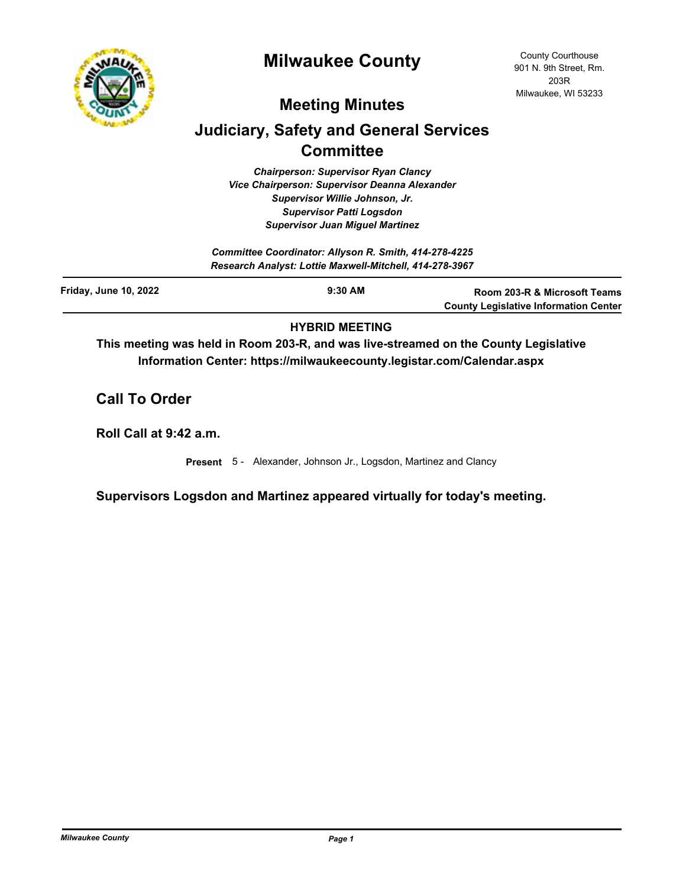# Milwaukee County

County Courthouse
901 N. 9th Street, Rm. 203R
Milwaukee, WI 53233

## Meeting Minutes

## Judiciary, Safety and General Services Committee

*Chairperson: Supervisor Ryan Clancy*
*Vice Chairperson: Supervisor Deanna Alexander*
*Supervisor Willie Johnson, Jr.*
*Supervisor Patti Logsdon*
*Supervisor Juan Miguel Martinez*

*Committee Coordinator: Allyson R. Smith, 414-278-4225*
*Research Analyst: Lottie Maxwell-Mitchell, 414-278-3967*

**Friday, June 10, 2022** | **9:30 AM** | **Room 203-R & Microsoft Teams County Legislative Information Center**

**HYBRID MEETING**

**This meeting was held in Room 203-R, and was live-streamed on the County Legislative Information Center: https://milwaukeecounty.legistar.com/Calendar.aspx**

## Call To Order

### Roll Call at 9:42 a.m.

**Present** 5 - Alexander, Johnson Jr., Logsdon, Martinez and Clancy

**Supervisors Logsdon and Martinez appeared virtually for today's meeting.**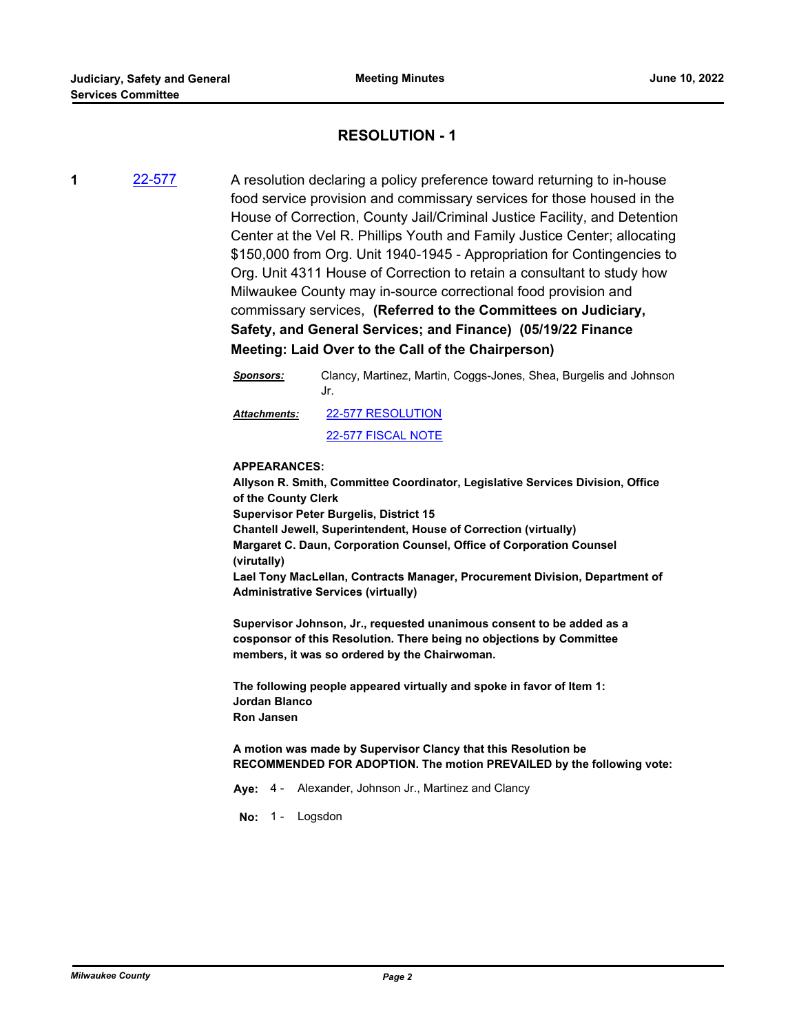## RESOLUTION - 1

**1** 22-577

A resolution declaring a policy preference toward returning to in-house food service provision and commissary services for those housed in the House of Correction, County Jail/Criminal Justice Facility, and Detention Center at the Vel R. Phillips Youth and Family Justice Center; allocating $150,000 from Org. Unit 1940-1945 - Appropriation for Contingencies to Org. Unit 4311 House of Correction to retain a consultant to study how Milwaukee County may in-source correctional food provision and commissary services, **(Referred to the Committees on Judiciary, Safety, and General Services; and Finance) (05/19/22 Finance Meeting: Laid Over to the Call of the Chairperson)**

***Sponsors:*** Clancy, Martinez, Martin, Coggs-Jones, Shea, Burgelis and Johnson Jr.

***Attachments:*** 22-577 RESOLUTION
22-577 FISCAL NOTE

**APPEARANCES:**
**Allyson R. Smith, Committee Coordinator, Legislative Services Division, Office of the County Clerk**
**Supervisor Peter Burgelis, District 15**
**Chantell Jewell, Superintendent, House of Correction (virtually)**
**Margaret C. Daun, Corporation Counsel, Office of Corporation Counsel (virutally)**
**Lael Tony MacLellan, Contracts Manager, Procurement Division, Department of Administrative Services (virtually)**

**Supervisor Johnson, Jr., requested unanimous consent to be added as a cosponsor of this Resolution. There being no objections by Committee members, it was so ordered by the Chairwoman.**

**The following people appeared virtually and spoke in favor of Item 1:**
**Jordan Blanco**
**Ron Jansen**

**A motion was made by Supervisor Clancy that this Resolution be RECOMMENDED FOR ADOPTION. The motion PREVAILED by the following vote:**

**Aye:** 4 - Alexander, Johnson Jr., Martinez and Clancy

**No:** 1 - Logsdon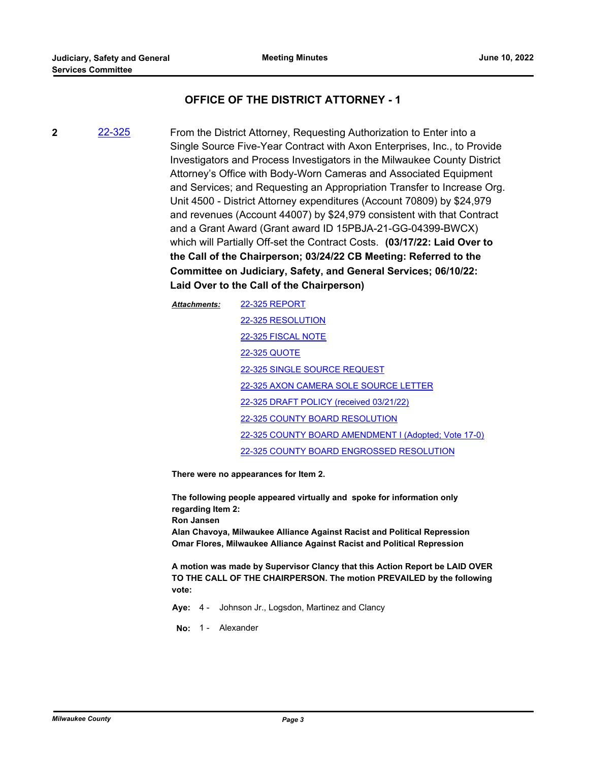## OFFICE OF THE DISTRICT ATTORNEY - 1

**2** 22-325 From the District Attorney, Requesting Authorization to Enter into a Single Source Five-Year Contract with Axon Enterprises, Inc., to Provide Investigators and Process Investigators in the Milwaukee County District Attorney's Office with Body-Worn Cameras and Associated Equipment and Services; and Requesting an Appropriation Transfer to Increase Org. Unit 4500 - District Attorney expenditures (Account 70809) by $24,979 and revenues (Account 44007) by $24,979 consistent with that Contract and a Grant Award (Grant award ID 15PBJA-21-GG-04399-BWCX) which will Partially Off-set the Contract Costs. **(03/17/22: Laid Over to the Call of the Chairperson; 03/24/22 CB Meeting: Referred to the Committee on Judiciary, Safety, and General Services; 06/10/22: Laid Over to the Call of the Chairperson)**

***Attachments:***
- 22-325 REPORT
- 22-325 RESOLUTION
- 22-325 FISCAL NOTE
- 22-325 QUOTE
- 22-325 SINGLE SOURCE REQUEST
- 22-325 AXON CAMERA SOLE SOURCE LETTER
- 22-325 DRAFT POLICY (received 03/21/22)
- 22-325 COUNTY BOARD RESOLUTION
- 22-325 COUNTY BOARD AMENDMENT I (Adopted; Vote 17-0)
- 22-325 COUNTY BOARD ENGROSSED RESOLUTION

**There were no appearances for Item 2.**

**The following people appeared virtually and spoke for information only regarding Item 2:**
**Ron Jansen**
**Alan Chavoya, Milwaukee Alliance Against Racist and Political Repression**
**Omar Flores, Milwaukee Alliance Against Racist and Political Repression**

**A motion was made by Supervisor Clancy that this Action Report be LAID OVER TO THE CALL OF THE CHAIRPERSON. The motion PREVAILED by the following vote:**

**Aye:** 4 - Johnson Jr., Logsdon, Martinez and Clancy

**No:** 1 - Alexander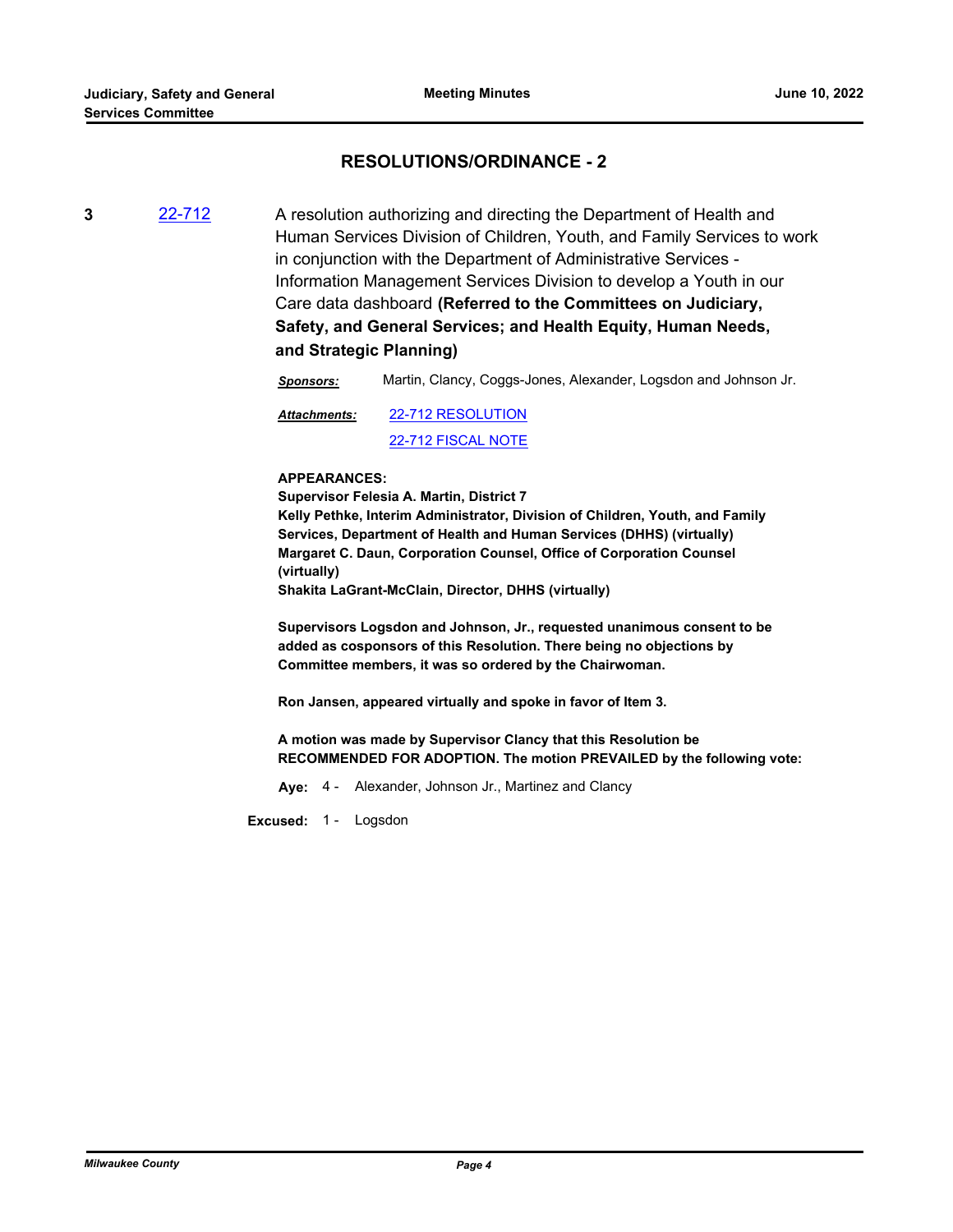## RESOLUTIONS/ORDINANCE - 2

**3** 22-712 A resolution authorizing and directing the Department of Health and Human Services Division of Children, Youth, and Family Services to work in conjunction with the Department of Administrative Services - Information Management Services Division to develop a Youth in our Care data dashboard **(Referred to the Committees on Judiciary, Safety, and General Services; and Health Equity, Human Needs, and Strategic Planning)**

***Sponsors:*** Martin, Clancy, Coggs-Jones, Alexander, Logsdon and Johnson Jr.

***Attachments:*** 22-712 RESOLUTION
22-712 FISCAL NOTE

**APPEARANCES:**
**Supervisor Felesia A. Martin, District 7**
**Kelly Pethke, Interim Administrator, Division of Children, Youth, and Family Services, Department of Health and Human Services (DHHS) (virtually)**
**Margaret C. Daun, Corporation Counsel, Office of Corporation Counsel (virtually)**
**Shakita LaGrant-McClain, Director, DHHS (virtually)**

**Supervisors Logsdon and Johnson, Jr., requested unanimous consent to be added as cosponsors of this Resolution. There being no objections by Committee members, it was so ordered by the Chairwoman.**

**Ron Jansen, appeared virtually and spoke in favor of Item 3.**

**A motion was made by Supervisor Clancy that this Resolution be RECOMMENDED FOR ADOPTION. The motion PREVAILED by the following vote:**

**Aye:** 4 - Alexander, Johnson Jr., Martinez and Clancy

**Excused:** 1 - Logsdon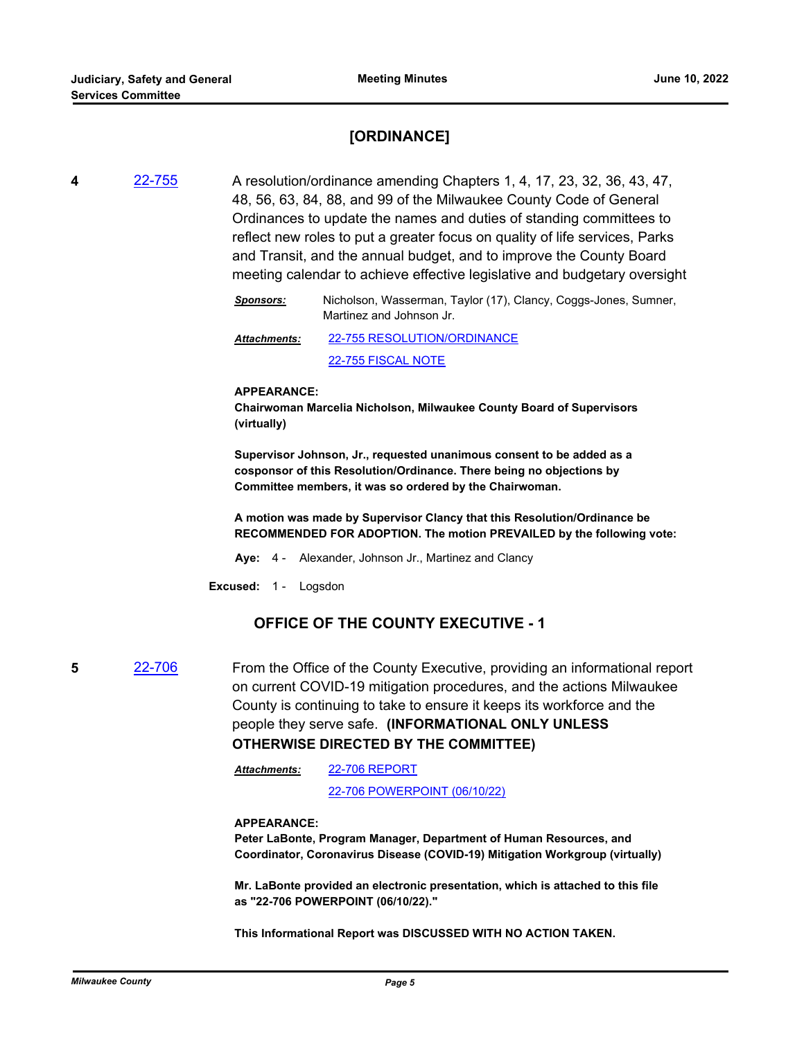## [ORDINANCE]

**4** 22-755 A resolution/ordinance amending Chapters 1, 4, 17, 23, 32, 36, 43, 47, 48, 56, 63, 84, 88, and 99 of the Milwaukee County Code of General Ordinances to update the names and duties of standing committees to reflect new roles to put a greater focus on quality of life services, Parks and Transit, and the annual budget, and to improve the County Board meeting calendar to achieve effective legislative and budgetary oversight

***Sponsors:*** Nicholson, Wasserman, Taylor (17), Clancy, Coggs-Jones, Sumner, Martinez and Johnson Jr.

***Attachments:*** 22-755 RESOLUTION/ORDINANCE

22-755 FISCAL NOTE

**APPEARANCE:**
**Chairwoman Marcelia Nicholson, Milwaukee County Board of Supervisors (virtually)**

**Supervisor Johnson, Jr., requested unanimous consent to be added as a cosponsor of this Resolution/Ordinance. There being no objections by Committee members, it was so ordered by the Chairwoman.**

**A motion was made by Supervisor Clancy that this Resolution/Ordinance be RECOMMENDED FOR ADOPTION. The motion PREVAILED by the following vote:**

**Aye:** 4 - Alexander, Johnson Jr., Martinez and Clancy

**Excused:** 1 - Logsdon

## OFFICE OF THE COUNTY EXECUTIVE - 1

**5** 22-706 From the Office of the County Executive, providing an informational report on current COVID-19 mitigation procedures, and the actions Milwaukee County is continuing to take to ensure it keeps its workforce and the people they serve safe. **(INFORMATIONAL ONLY UNLESS OTHERWISE DIRECTED BY THE COMMITTEE)**

***Attachments:*** 22-706 REPORT

22-706 POWERPOINT (06/10/22)

**APPEARANCE:**
**Peter LaBonte, Program Manager, Department of Human Resources, and Coordinator, Coronavirus Disease (COVID-19) Mitigation Workgroup (virtually)**

**Mr. LaBonte provided an electronic presentation, which is attached to this file as "22-706 POWERPOINT (06/10/22)."**

**This Informational Report was DISCUSSED WITH NO ACTION TAKEN.**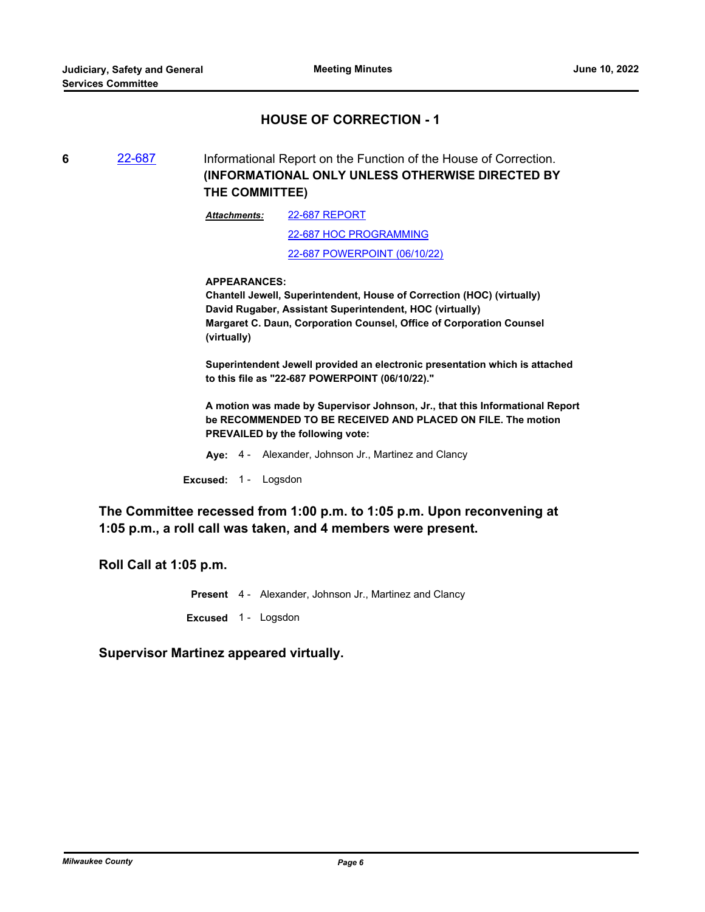## HOUSE OF CORRECTION - 1

**6** 22-687 Informational Report on the Function of the House of Correction. **(INFORMATIONAL ONLY UNLESS OTHERWISE DIRECTED BY THE COMMITTEE)**

***Attachments:*** 22-687 REPORT
22-687 HOC PROGRAMMING
22-687 POWERPOINT (06/10/22)

**APPEARANCES:**
**Chantell Jewell, Superintendent, House of Correction (HOC) (virtually)**
**David Rugaber, Assistant Superintendent, HOC (virtually)**
**Margaret C. Daun, Corporation Counsel, Office of Corporation Counsel (virtually)**

**Superintendent Jewell provided an electronic presentation which is attached to this file as "22-687 POWERPOINT (06/10/22)."**

**A motion was made by Supervisor Johnson, Jr., that this Informational Report be RECOMMENDED TO BE RECEIVED AND PLACED ON FILE. The motion PREVAILED by the following vote:**

**Aye:** 4 - Alexander, Johnson Jr., Martinez and Clancy

**Excused:** 1 - Logsdon

**The Committee recessed from 1:00 p.m. to 1:05 p.m. Upon reconvening at 1:05 p.m., a roll call was taken, and 4 members were present.**

**Roll Call at 1:05 p.m.**

**Present** 4 - Alexander, Johnson Jr., Martinez and Clancy

**Excused** 1 - Logsdon

**Supervisor Martinez appeared virtually.**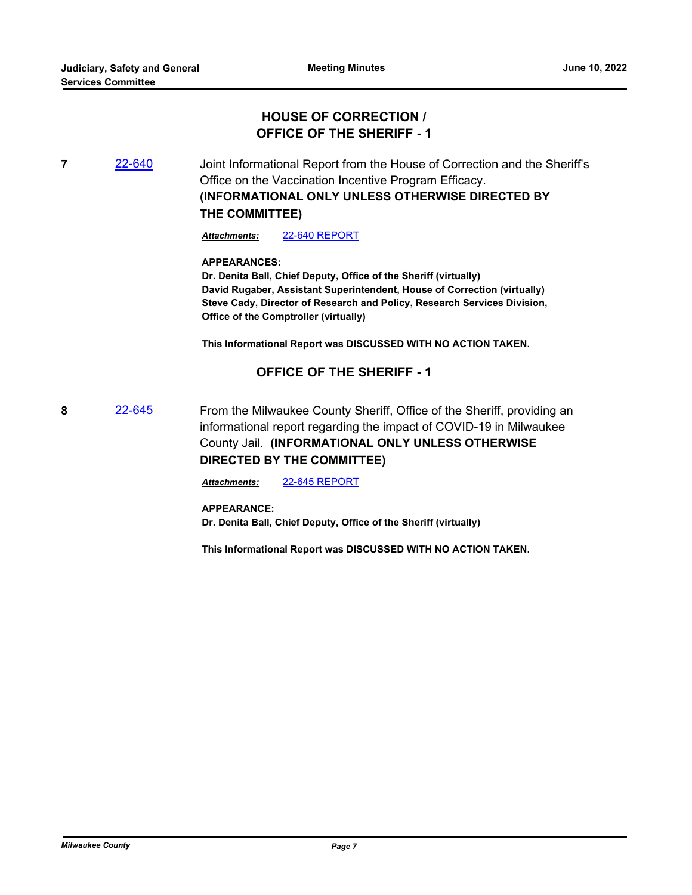## HOUSE OF CORRECTION / OFFICE OF THE SHERIFF - 1

**7** [22-640](22-640) Joint Informational Report from the House of Correction and the Sheriff's Office on the Vaccination Incentive Program Efficacy. **(INFORMATIONAL ONLY UNLESS OTHERWISE DIRECTED BY THE COMMITTEE)**

***Attachments:*** 22-640 REPORT

**APPEARANCES:**
**Dr. Denita Ball, Chief Deputy, Office of the Sheriff (virtually)**
**David Rugaber, Assistant Superintendent, House of Correction (virtually)**
**Steve Cady, Director of Research and Policy, Research Services Division, Office of the Comptroller (virtually)**

**This Informational Report was DISCUSSED WITH NO ACTION TAKEN.**

## OFFICE OF THE SHERIFF - 1

**8** 22-645 From the Milwaukee County Sheriff, Office of the Sheriff, providing an informational report regarding the impact of COVID-19 in Milwaukee County Jail. **(INFORMATIONAL ONLY UNLESS OTHERWISE DIRECTED BY THE COMMITTEE)**

***Attachments:*** 22-645 REPORT

**APPEARANCE:**
**Dr. Denita Ball, Chief Deputy, Office of the Sheriff (virtually)**

**This Informational Report was DISCUSSED WITH NO ACTION TAKEN.**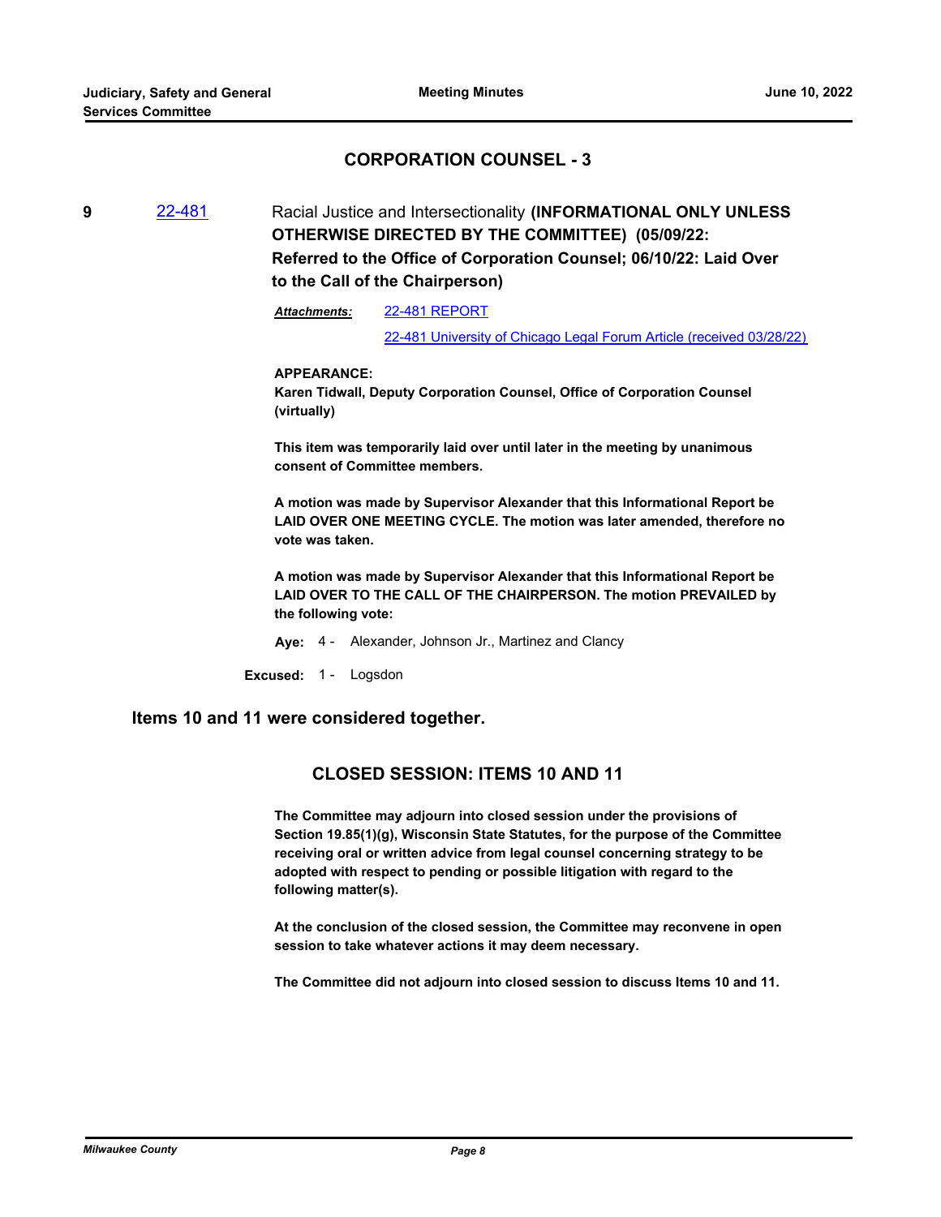## CORPORATION COUNSEL - 3

**9** 22-481 Racial Justice and Intersectionality **(INFORMATIONAL ONLY UNLESS OTHERWISE DIRECTED BY THE COMMITTEE) (05/09/22: Referred to the Office of Corporation Counsel; 06/10/22: Laid Over to the Call of the Chairperson)**

*Attachments:* 22-481 REPORT
22-481 University of Chicago Legal Forum Article (received 03/28/22)

**APPEARANCE:**
**Karen Tidwall, Deputy Corporation Counsel, Office of Corporation Counsel (virtually)**

**This item was temporarily laid over until later in the meeting by unanimous consent of Committee members.**

**A motion was made by Supervisor Alexander that this Informational Report be LAID OVER ONE MEETING CYCLE. The motion was later amended, therefore no vote was taken.**

**A motion was made by Supervisor Alexander that this Informational Report be LAID OVER TO THE CALL OF THE CHAIRPERSON. The motion PREVAILED by the following vote:**

**Aye:** 4 - Alexander, Johnson Jr., Martinez and Clancy

**Excused:** 1 - Logsdon

**Items 10 and 11 were considered together.**

## CLOSED SESSION: ITEMS 10 AND 11

**The Committee may adjourn into closed session under the provisions of Section 19.85(1)(g), Wisconsin State Statutes, for the purpose of the Committee receiving oral or written advice from legal counsel concerning strategy to be adopted with respect to pending or possible litigation with regard to the following matter(s).**

**At the conclusion of the closed session, the Committee may reconvene in open session to take whatever actions it may deem necessary.**

**The Committee did not adjourn into closed session to discuss Items 10 and 11.**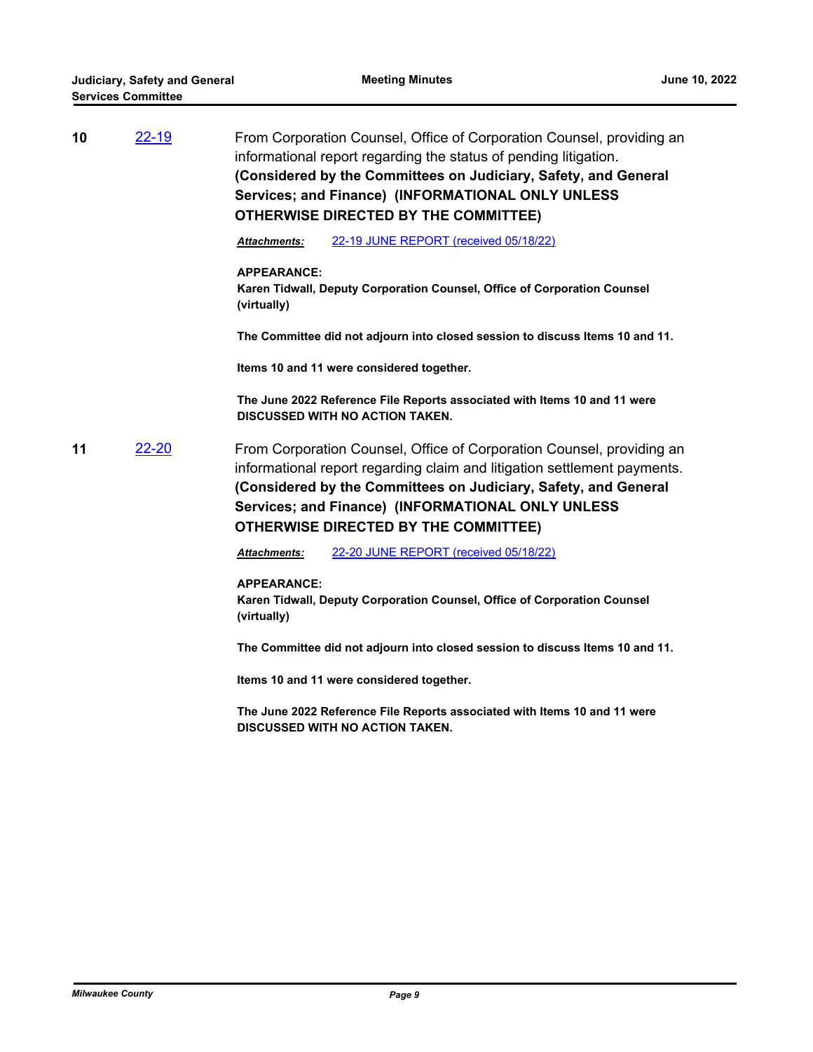**10** 22-19

From Corporation Counsel, Office of Corporation Counsel, providing an informational report regarding the status of pending litigation. **(Considered by the Committees on Judiciary, Safety, and General Services; and Finance) (INFORMATIONAL ONLY UNLESS OTHERWISE DIRECTED BY THE COMMITTEE)**

***Attachments:*** 22-19 JUNE REPORT (received 05/18/22)

**APPEARANCE:**
**Karen Tidwall, Deputy Corporation Counsel, Office of Corporation Counsel (virtually)**

**The Committee did not adjourn into closed session to discuss Items 10 and 11.**

**Items 10 and 11 were considered together.**

**The June 2022 Reference File Reports associated with Items 10 and 11 were DISCUSSED WITH NO ACTION TAKEN.**

**11** 22-20

From Corporation Counsel, Office of Corporation Counsel, providing an informational report regarding claim and litigation settlement payments. **(Considered by the Committees on Judiciary, Safety, and General Services; and Finance) (INFORMATIONAL ONLY UNLESS OTHERWISE DIRECTED BY THE COMMITTEE)**

***Attachments:*** 22-20 JUNE REPORT (received 05/18/22)

**APPEARANCE:**
**Karen Tidwall, Deputy Corporation Counsel, Office of Corporation Counsel (virtually)**

**The Committee did not adjourn into closed session to discuss Items 10 and 11.**

**Items 10 and 11 were considered together.**

**The June 2022 Reference File Reports associated with Items 10 and 11 were DISCUSSED WITH NO ACTION TAKEN.**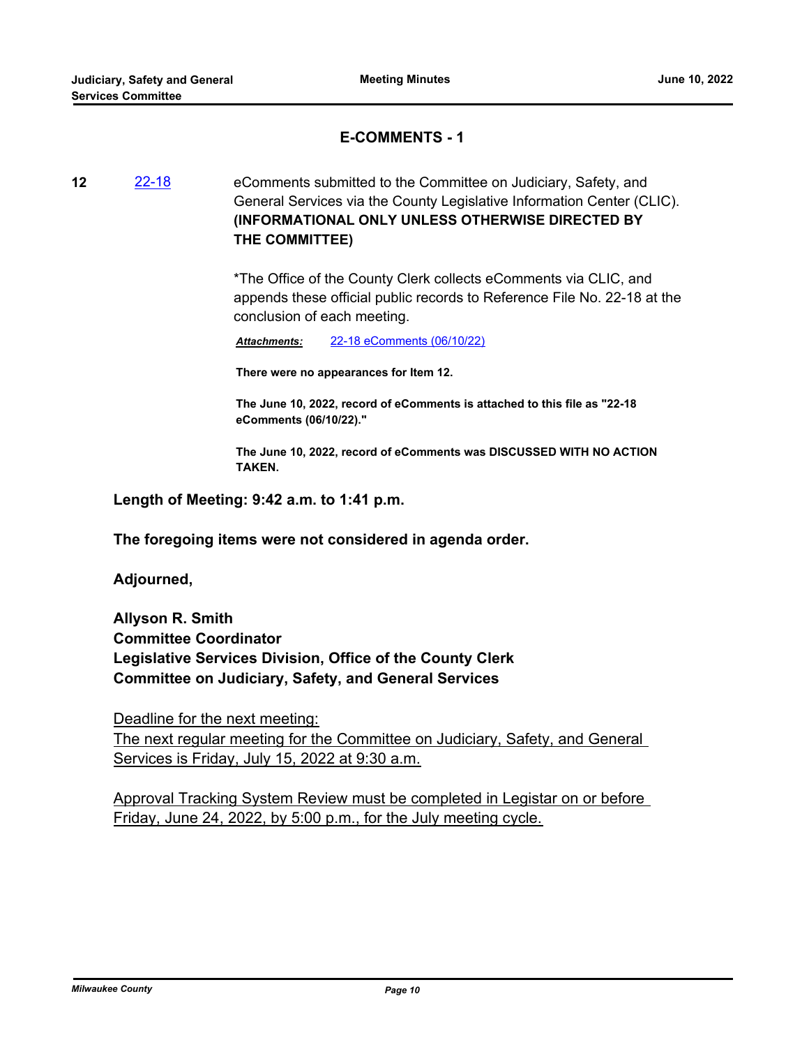## E-COMMENTS - 1

**12** 22-18 eComments submitted to the Committee on Judiciary, Safety, and General Services via the County Legislative Information Center (CLIC). **(INFORMATIONAL ONLY UNLESS OTHERWISE DIRECTED BY THE COMMITTEE)**

*The Office of the County Clerk collects eComments via CLIC, and appends these official public records to Reference File No. 22-18 at the conclusion of each meeting.

***Attachments:*** 22-18 eComments (06/10/22)

**There were no appearances for Item 12.**

**The June 10, 2022, record of eComments is attached to this file as "22-18 eComments (06/10/22)."**

**The June 10, 2022, record of eComments was DISCUSSED WITH NO ACTION TAKEN.**

**Length of Meeting: 9:42 a.m. to 1:41 p.m.**

**The foregoing items were not considered in agenda order.**

**Adjourned,**

**Allyson R. Smith**
**Committee Coordinator**
**Legislative Services Division, Office of the County Clerk**
**Committee on Judiciary, Safety, and General Services**

Deadline for the next meeting:
The next regular meeting for the Committee on Judiciary, Safety, and General Services is Friday, July 15, 2022 at 9:30 a.m.

Approval Tracking System Review must be completed in Legistar on or before Friday, June 24, 2022, by 5:00 p.m., for the July meeting cycle.